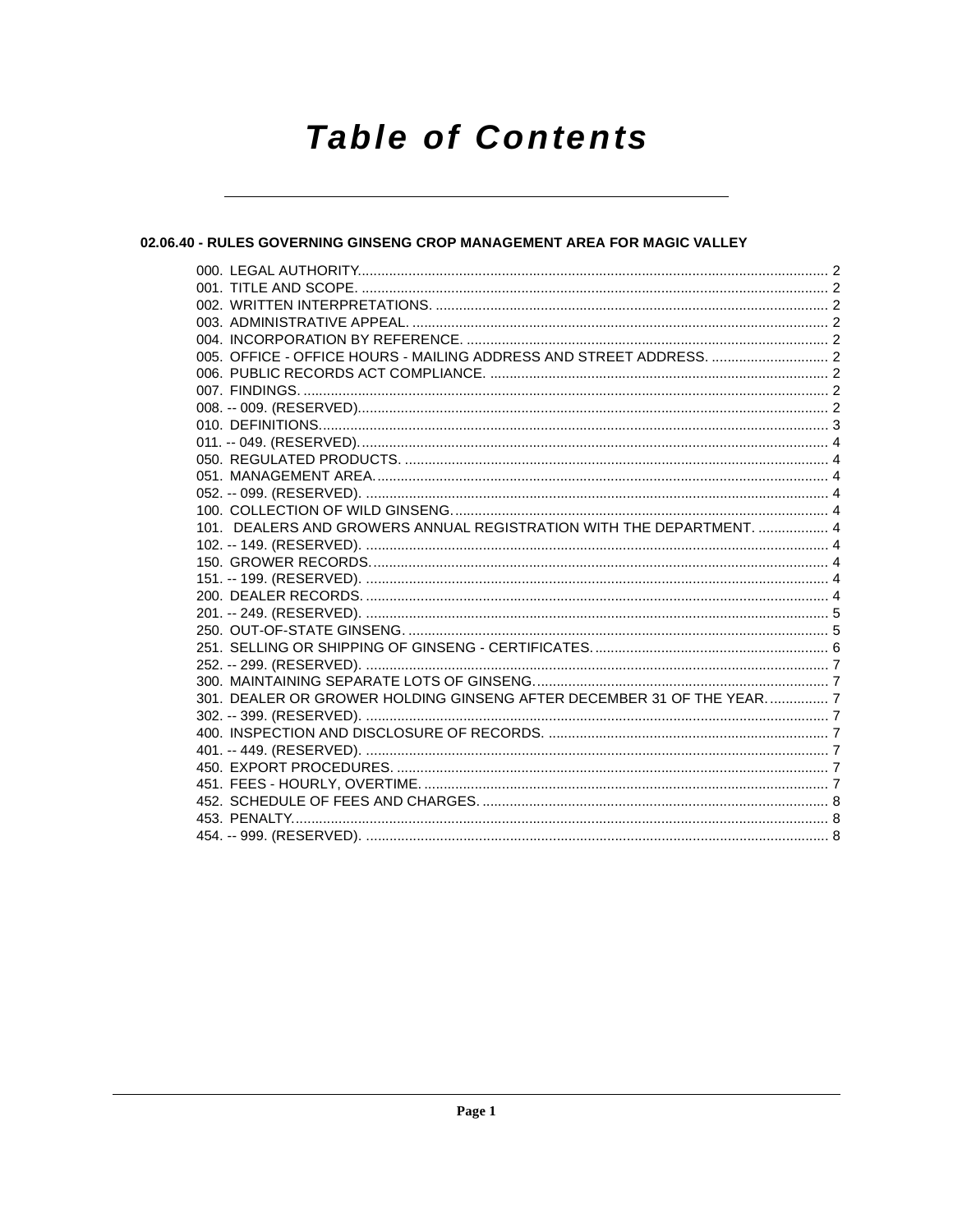# Table of Contents

## 02.06.40 - RULES GOVERNING GINSENG CROP MANAGEMENT AREA FOR MAGIC VALLEY

000. LEGAL AUTHORITY. .......... 2
001. TITLE AND SCOPE. .......... 2
002. WRITTEN INTERPRETATIONS. .......... 2
003. ADMINISTRATIVE APPEAL. .......... 2
004. INCORPORATION BY REFERENCE. .......... 2
005. OFFICE - OFFICE HOURS - MAILING ADDRESS AND STREET ADDRESS. .......... 2
006. PUBLIC RECORDS ACT COMPLIANCE. .......... 2
007. FINDINGS. .......... 2
008. -- 009. (RESERVED). .......... 2
010. DEFINITIONS. .......... 3
011. -- 049. (RESERVED). .......... 4
050. REGULATED PRODUCTS. .......... 4
051. MANAGEMENT AREA. .......... 4
052. -- 099. (RESERVED). .......... 4
100. COLLECTION OF WILD GINSENG. .......... 4
101. DEALERS AND GROWERS ANNUAL REGISTRATION WITH THE DEPARTMENT. .......... 4
102. -- 149. (RESERVED). .......... 4
150. GROWER RECORDS. .......... 4
151. -- 199. (RESERVED). .......... 4
200. DEALER RECORDS. .......... 4
201. -- 249. (RESERVED). .......... 5
250. OUT-OF-STATE GINSENG. .......... 5
251. SELLING OR SHIPPING OF GINSENG - CERTIFICATES. .......... 6
252. -- 299. (RESERVED). .......... 7
300. MAINTAINING SEPARATE LOTS OF GINSENG. .......... 7
301. DEALER OR GROWER HOLDING GINSENG AFTER DECEMBER 31 OF THE YEAR. .......... 7
302. -- 399. (RESERVED). .......... 7
400. INSPECTION AND DISCLOSURE OF RECORDS. .......... 7
401. -- 449. (RESERVED). .......... 7
450. EXPORT PROCEDURES. .......... 7
451. FEES - HOURLY, OVERTIME. .......... 7
452. SCHEDULE OF FEES AND CHARGES. .......... 8
453. PENALTY. .......... 8
454. -- 999. (RESERVED). .......... 8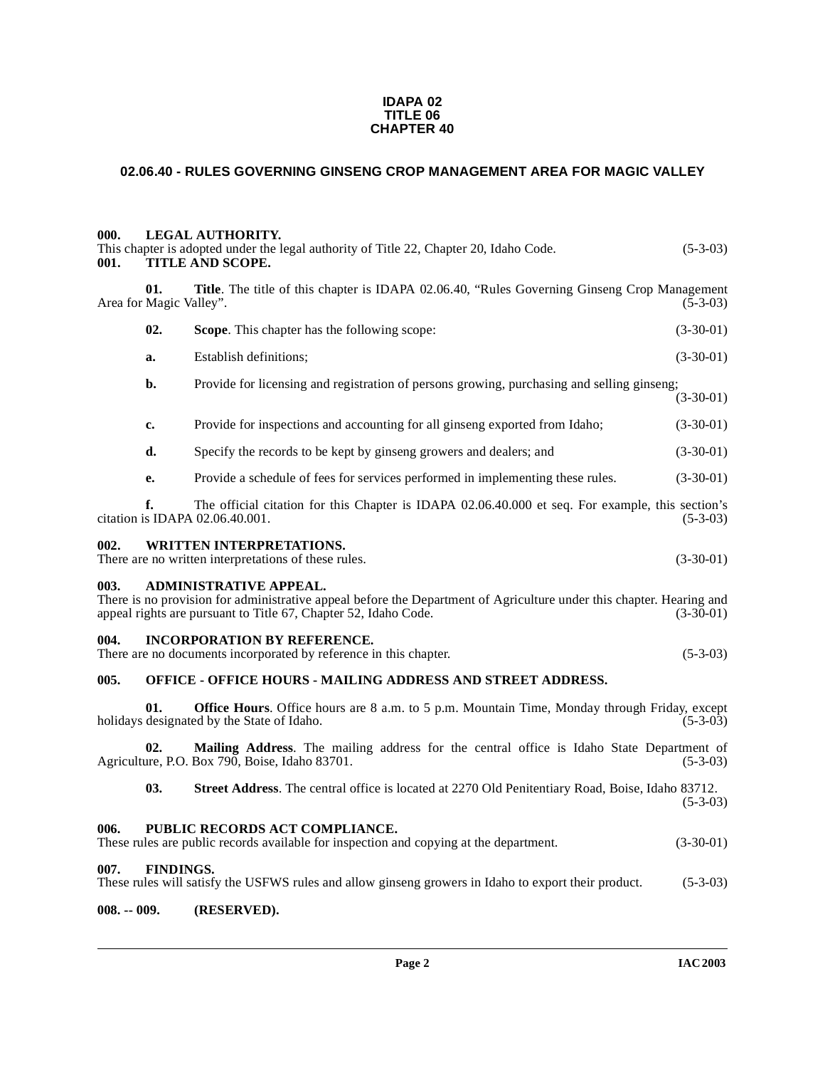**IDAPA 02**
**TITLE 06**
**CHAPTER 40**

## 02.06.40 - RULES GOVERNING GINSENG CROP MANAGEMENT AREA FOR MAGIC VALLEY

**000. LEGAL AUTHORITY.**
This chapter is adopted under the legal authority of Title 22, Chapter 20, Idaho Code. (5-3-03)

**001. TITLE AND SCOPE.**

**01. Title**. The title of this chapter is IDAPA 02.06.40, "Rules Governing Ginseng Crop Management Area for Magic Valley". (5-3-03)

**02. Scope**. This chapter has the following scope: (3-30-01)

**a.** Establish definitions; (3-30-01)

**b.** Provide for licensing and registration of persons growing, purchasing and selling ginseng; (3-30-01)

**c.** Provide for inspections and accounting for all ginseng exported from Idaho; (3-30-01)

**d.** Specify the records to be kept by ginseng growers and dealers; and (3-30-01)

**e.** Provide a schedule of fees for services performed in implementing these rules. (3-30-01)

**f.** The official citation for this Chapter is IDAPA 02.06.40.000 et seq. For example, this section's citation is IDAPA 02.06.40.001. (5-3-03)

**002. WRITTEN INTERPRETATIONS.**
There are no written interpretations of these rules. (3-30-01)

**003. ADMINISTRATIVE APPEAL.**
There is no provision for administrative appeal before the Department of Agriculture under this chapter. Hearing and appeal rights are pursuant to Title 67, Chapter 52, Idaho Code. (3-30-01)

**004. INCORPORATION BY REFERENCE.**
There are no documents incorporated by reference in this chapter. (5-3-03)

**005. OFFICE - OFFICE HOURS - MAILING ADDRESS AND STREET ADDRESS.**

**01. Office Hours**. Office hours are 8 a.m. to 5 p.m. Mountain Time, Monday through Friday, except holidays designated by the State of Idaho. (5-3-03)

**02. Mailing Address**. The mailing address for the central office is Idaho State Department of Agriculture, P.O. Box 790, Boise, Idaho 83701. (5-3-03)

**03. Street Address**. The central office is located at 2270 Old Penitentiary Road, Boise, Idaho 83712. (5-3-03)

**006. PUBLIC RECORDS ACT COMPLIANCE.**
These rules are public records available for inspection and copying at the department. (3-30-01)

**007. FINDINGS.**
These rules will satisfy the USFWS rules and allow ginseng growers in Idaho to export their product. (5-3-03)

**008. -- 009. (RESERVED).**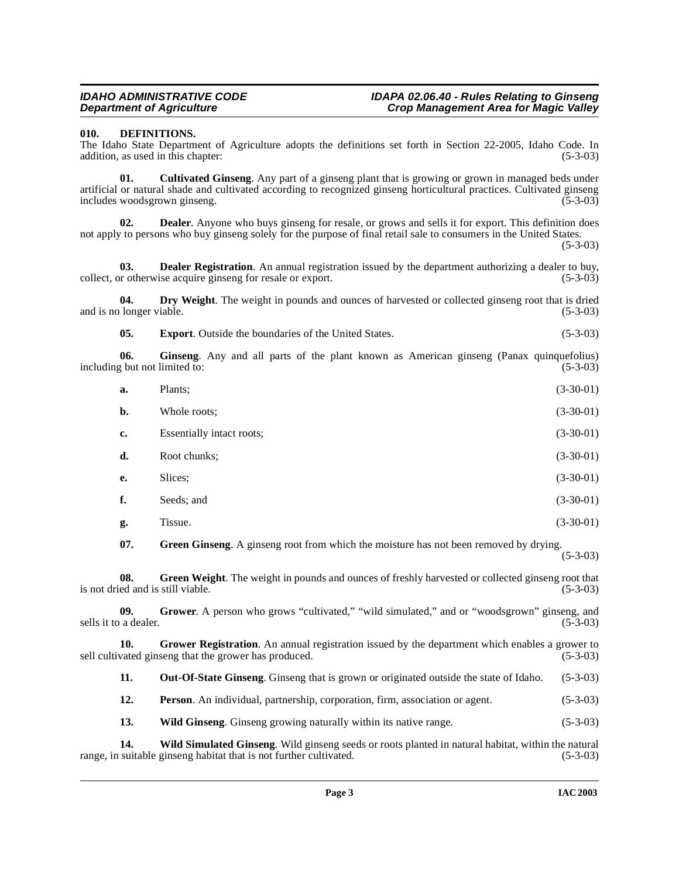### 010. DEFINITIONS.

The Idaho State Department of Agriculture adopts the definitions set forth in Section 22-2005, Idaho Code. In addition, as used in this chapter: (5-3-03)

**01. Cultivated Ginseng**. Any part of a ginseng plant that is growing or grown in managed beds under artificial or natural shade and cultivated according to recognized ginseng horticultural practices. Cultivated ginseng includes woodsgrown ginseng. (5-3-03)

**02. Dealer**. Anyone who buys ginseng for resale, or grows and sells it for export. This definition does not apply to persons who buy ginseng solely for the purpose of final retail sale to consumers in the United States. (5-3-03)

**03. Dealer Registration**. An annual registration issued by the department authorizing a dealer to buy, collect, or otherwise acquire ginseng for resale or export. (5-3-03)

**04. Dry Weight**. The weight in pounds and ounces of harvested or collected ginseng root that is dried and is no longer viable. (5-3-03)

**05. Export**. Outside the boundaries of the United States. (5-3-03)

**06. Ginseng**. Any and all parts of the plant known as American ginseng (Panax quinquefolius) including but not limited to: (5-3-03)

**a.** Plants; (3-30-01)

**b.** Whole roots; (3-30-01)

**c.** Essentially intact roots; (3-30-01)

**d.** Root chunks; (3-30-01)

**e.** Slices; (3-30-01)

**f.** Seeds; and (3-30-01)

**g.** Tissue. (3-30-01)

**07. Green Ginseng**. A ginseng root from which the moisture has not been removed by drying. (5-3-03)

**08. Green Weight**. The weight in pounds and ounces of freshly harvested or collected ginseng root that is not dried and is still viable. (5-3-03)

**09. Grower**. A person who grows "cultivated," "wild simulated," and or "woodsgrown" ginseng, and sells it to a dealer. (5-3-03)

**10. Grower Registration**. An annual registration issued by the department which enables a grower to sell cultivated ginseng that the grower has produced. (5-3-03)

**11. Out-Of-State Ginseng**. Ginseng that is grown or originated outside the state of Idaho. (5-3-03)

**12. Person**. An individual, partnership, corporation, firm, association or agent. (5-3-03)

**13. Wild Ginseng**. Ginseng growing naturally within its native range. (5-3-03)

**14. Wild Simulated Ginseng**. Wild ginseng seeds or roots planted in natural habitat, within the natural range, in suitable ginseng habitat that is not further cultivated. (5-3-03)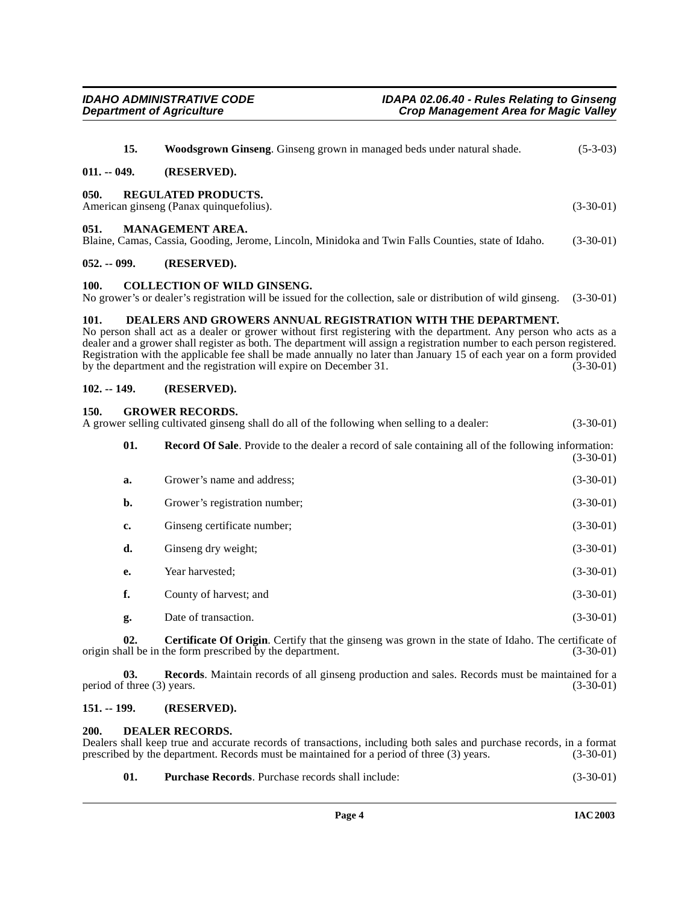**15. Woodsgrown Ginseng**. Ginseng grown in managed beds under natural shade. (5-3-03)

## 011. -- 049. (RESERVED).

## 050. REGULATED PRODUCTS.

American ginseng (Panax quinquefolius). (3-30-01)

## 051. MANAGEMENT AREA.

Blaine, Camas, Cassia, Gooding, Jerome, Lincoln, Minidoka and Twin Falls Counties, state of Idaho. (3-30-01)

## 052. -- 099. (RESERVED).

## 100. COLLECTION OF WILD GINSENG.

No grower's or dealer's registration will be issued for the collection, sale or distribution of wild ginseng. (3-30-01)

## 101. DEALERS AND GROWERS ANNUAL REGISTRATION WITH THE DEPARTMENT.

No person shall act as a dealer or grower without first registering with the department. Any person who acts as a dealer and a grower shall register as both. The department will assign a registration number to each person registered. Registration with the applicable fee shall be made annually no later than January 15 of each year on a form provided by the department and the registration will expire on December 31. (3-30-01)

## 102. -- 149. (RESERVED).

## 150. GROWER RECORDS.

A grower selling cultivated ginseng shall do all of the following when selling to a dealer: (3-30-01)

**01. Record Of Sale**. Provide to the dealer a record of sale containing all of the following information: (3-30-01)

a. Grower's name and address; (3-30-01)

b. Grower's registration number; (3-30-01)

c. Ginseng certificate number; (3-30-01)

d. Ginseng dry weight; (3-30-01)

e. Year harvested; (3-30-01)

f. County of harvest; and (3-30-01)

g. Date of transaction. (3-30-01)

**02. Certificate Of Origin**. Certify that the ginseng was grown in the state of Idaho. The certificate of origin shall be in the form prescribed by the department. (3-30-01)

**03. Records**. Maintain records of all ginseng production and sales. Records must be maintained for a period of three (3) years. (3-30-01)

## 151. -- 199. (RESERVED).

## 200. DEALER RECORDS.

Dealers shall keep true and accurate records of transactions, including both sales and purchase records, in a format prescribed by the department. Records must be maintained for a period of three (3) years. (3-30-01)

**01. Purchase Records**. Purchase records shall include: (3-30-01)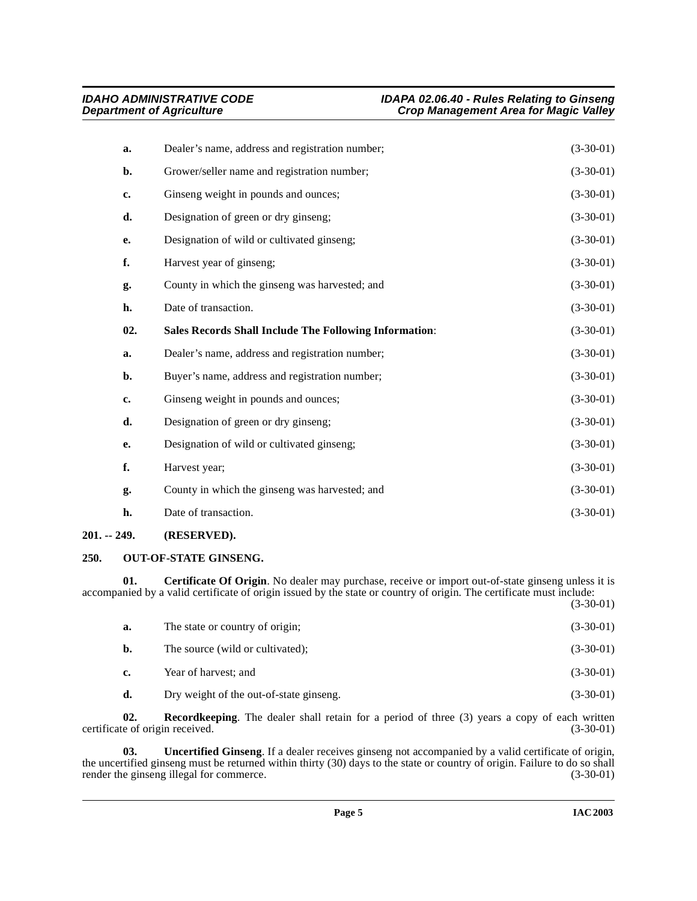a. Dealer's name, address and registration number; (3-30-01)

b. Grower/seller name and registration number; (3-30-01)

c. Ginseng weight in pounds and ounces; (3-30-01)

d. Designation of green or dry ginseng; (3-30-01)

e. Designation of wild or cultivated ginseng; (3-30-01)

f. Harvest year of ginseng; (3-30-01)

g. County in which the ginseng was harvested; and (3-30-01)

h. Date of transaction. (3-30-01)

**02. Sales Records Shall Include The Following Information**: (3-30-01)

a. Dealer's name, address and registration number; (3-30-01)

b. Buyer's name, address and registration number; (3-30-01)

c. Ginseng weight in pounds and ounces; (3-30-01)

d. Designation of green or dry ginseng; (3-30-01)

e. Designation of wild or cultivated ginseng; (3-30-01)

f. Harvest year; (3-30-01)

g. County in which the ginseng was harvested; and (3-30-01)

h. Date of transaction. (3-30-01)

**201. -- 249. (RESERVED).**

**250. OUT-OF-STATE GINSENG.**

**01. Certificate Of Origin**. No dealer may purchase, receive or import out-of-state ginseng unless it is accompanied by a valid certificate of origin issued by the state or country of origin. The certificate must include: (3-30-01)

a. The state or country of origin; (3-30-01)

b. The source (wild or cultivated); (3-30-01)

c. Year of harvest; and (3-30-01)

d. Dry weight of the out-of-state ginseng. (3-30-01)

**02. Recordkeeping**. The dealer shall retain for a period of three (3) years a copy of each written certificate of origin received. (3-30-01)

**03. Uncertified Ginseng**. If a dealer receives ginseng not accompanied by a valid certificate of origin, the uncertified ginseng must be returned within thirty (30) days to the state or country of origin. Failure to do so shall render the ginseng illegal for commerce. (3-30-01)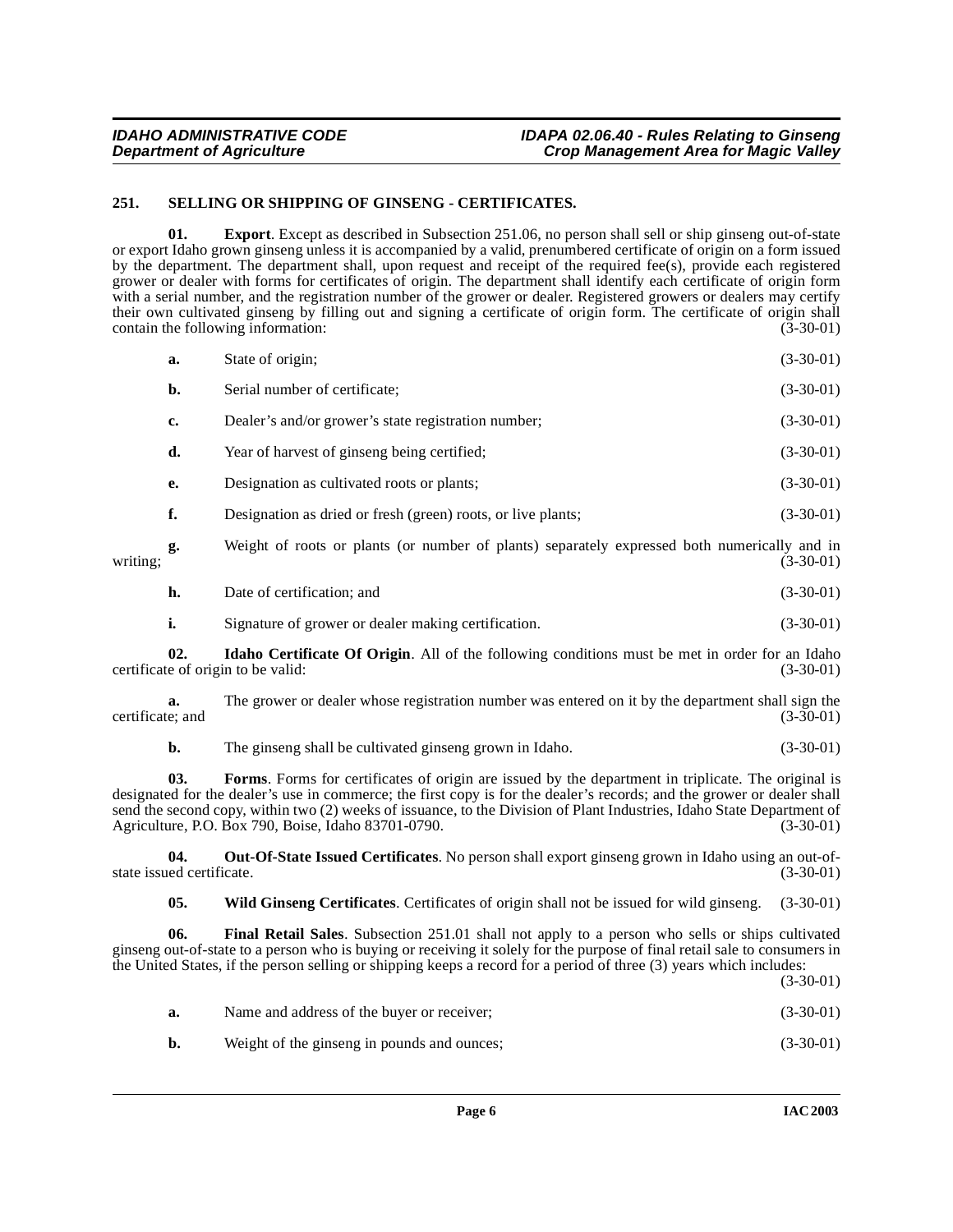### 251. SELLING OR SHIPPING OF GINSENG - CERTIFICATES.

**01. Export**. Except as described in Subsection 251.06, no person shall sell or ship ginseng out-of-state or export Idaho grown ginseng unless it is accompanied by a valid, prenumbered certificate of origin on a form issued by the department. The department shall, upon request and receipt of the required fee(s), provide each registered grower or dealer with forms for certificates of origin. The department shall identify each certificate of origin form with a serial number, and the registration number of the grower or dealer. Registered growers or dealers may certify their own cultivated ginseng by filling out and signing a certificate of origin form. The certificate of origin shall contain the following information: (3-30-01)

**a.** State of origin; (3-30-01)

**b.** Serial number of certificate; (3-30-01)

**c.** Dealer's and/or grower's state registration number; (3-30-01)

**d.** Year of harvest of ginseng being certified; (3-30-01)

**e.** Designation as cultivated roots or plants; (3-30-01)

**f.** Designation as dried or fresh (green) roots, or live plants; (3-30-01)

**g.** Weight of roots or plants (or number of plants) separately expressed both numerically and in writing; (3-30-01)

**h.** Date of certification; and (3-30-01)

**i.** Signature of grower or dealer making certification. (3-30-01)

**02. Idaho Certificate Of Origin**. All of the following conditions must be met in order for an Idaho certificate of origin to be valid: (3-30-01)

**a.** The grower or dealer whose registration number was entered on it by the department shall sign the certificate; and (3-30-01)

**b.** The ginseng shall be cultivated ginseng grown in Idaho. (3-30-01)

**03. Forms**. Forms for certificates of origin are issued by the department in triplicate. The original is designated for the dealer's use in commerce; the first copy is for the dealer's records; and the grower or dealer shall send the second copy, within two (2) weeks of issuance, to the Division of Plant Industries, Idaho State Department of Agriculture, P.O. Box 790, Boise, Idaho 83701-0790. (3-30-01)

**04. Out-Of-State Issued Certificates**. No person shall export ginseng grown in Idaho using an out-of-state issued certificate. (3-30-01)

**05. Wild Ginseng Certificates**. Certificates of origin shall not be issued for wild ginseng. (3-30-01)

**06. Final Retail Sales**. Subsection 251.01 shall not apply to a person who sells or ships cultivated ginseng out-of-state to a person who is buying or receiving it solely for the purpose of final retail sale to consumers in the United States, if the person selling or shipping keeps a record for a period of three (3) years which includes: (3-30-01)

**a.** Name and address of the buyer or receiver; (3-30-01)

**b.** Weight of the ginseng in pounds and ounces; (3-30-01)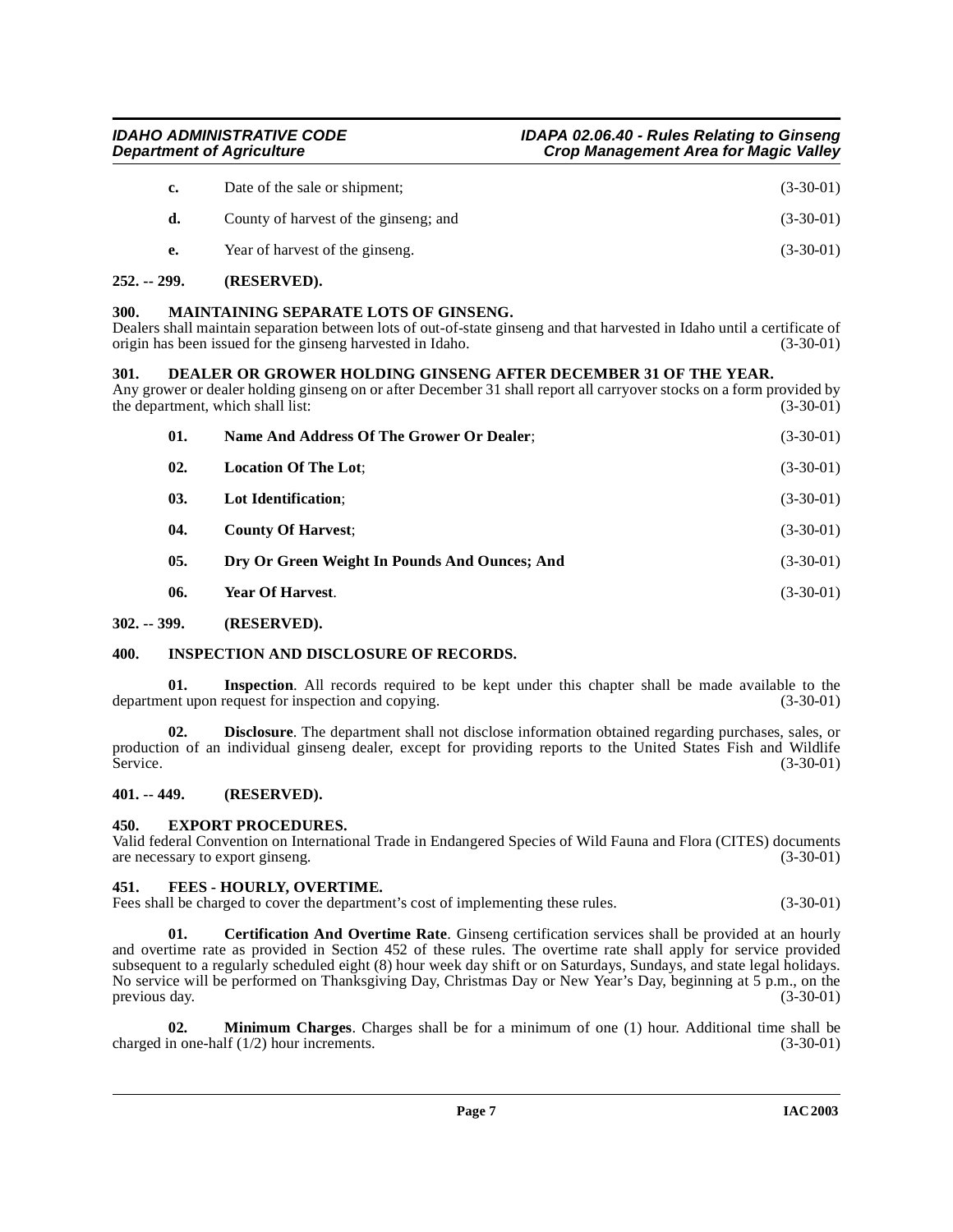c. Date of the sale or shipment; (3-30-01)

d. County of harvest of the ginseng; and (3-30-01)

e. Year of harvest of the ginseng. (3-30-01)

**252. -- 299. (RESERVED).**

**300. MAINTAINING SEPARATE LOTS OF GINSENG.**

Dealers shall maintain separation between lots of out-of-state ginseng and that harvested in Idaho until a certificate of origin has been issued for the ginseng harvested in Idaho. (3-30-01)

**301. DEALER OR GROWER HOLDING GINSENG AFTER DECEMBER 31 OF THE YEAR.**

Any grower or dealer holding ginseng on or after December 31 shall report all carryover stocks on a form provided by the department, which shall list: (3-30-01)

**01. Name And Address Of The Grower Or Dealer**; (3-30-01)

**02. Location Of The Lot**; (3-30-01)

**03. Lot Identification**; (3-30-01)

**04. County Of Harvest**; (3-30-01)

**05. Dry Or Green Weight In Pounds And Ounces; And** (3-30-01)

**06. Year Of Harvest**. (3-30-01)

**302. -- 399. (RESERVED).**

**400. INSPECTION AND DISCLOSURE OF RECORDS.**

**01. Inspection**. All records required to be kept under this chapter shall be made available to the department upon request for inspection and copying. (3-30-01)

**02. Disclosure**. The department shall not disclose information obtained regarding purchases, sales, or production of an individual ginseng dealer, except for providing reports to the United States Fish and Wildlife Service. (3-30-01)

**401. -- 449. (RESERVED).**

**450. EXPORT PROCEDURES.**

Valid federal Convention on International Trade in Endangered Species of Wild Fauna and Flora (CITES) documents are necessary to export ginseng. (3-30-01)

**451. FEES - HOURLY, OVERTIME.**

Fees shall be charged to cover the department's cost of implementing these rules. (3-30-01)

**01. Certification And Overtime Rate**. Ginseng certification services shall be provided at an hourly and overtime rate as provided in Section 452 of these rules. The overtime rate shall apply for service provided subsequent to a regularly scheduled eight (8) hour week day shift or on Saturdays, Sundays, and state legal holidays. No service will be performed on Thanksgiving Day, Christmas Day or New Year's Day, beginning at 5 p.m., on the previous day. (3-30-01)

**02. Minimum Charges**. Charges shall be for a minimum of one (1) hour. Additional time shall be charged in one-half (1/2) hour increments. (3-30-01)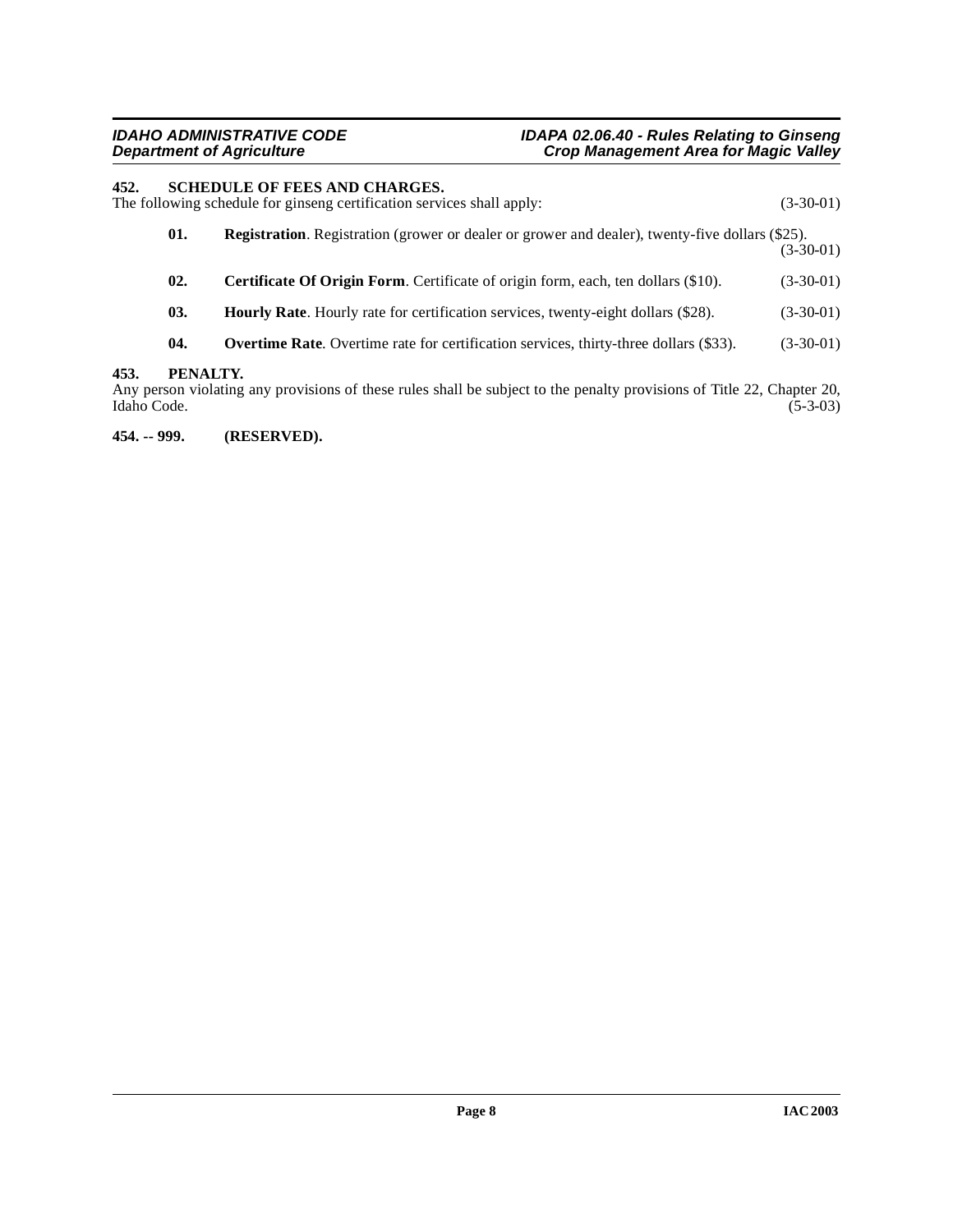## 452. SCHEDULE OF FEES AND CHARGES.

The following schedule for ginseng certification services shall apply: (3-30-01)

**01. Registration**. Registration (grower or dealer or grower and dealer), twenty-five dollars ($25). (3-30-01)

**02. Certificate Of Origin Form**. Certificate of origin form, each, ten dollars ($10). (3-30-01)

**03. Hourly Rate**. Hourly rate for certification services, twenty-eight dollars ($28). (3-30-01)

**04. Overtime Rate**. Overtime rate for certification services, thirty-three dollars ($33). (3-30-01)

## 453. PENALTY.

Any person violating any provisions of these rules shall be subject to the penalty provisions of Title 22, Chapter 20, Idaho Code. (5-3-03)

## 454. -- 999. (RESERVED).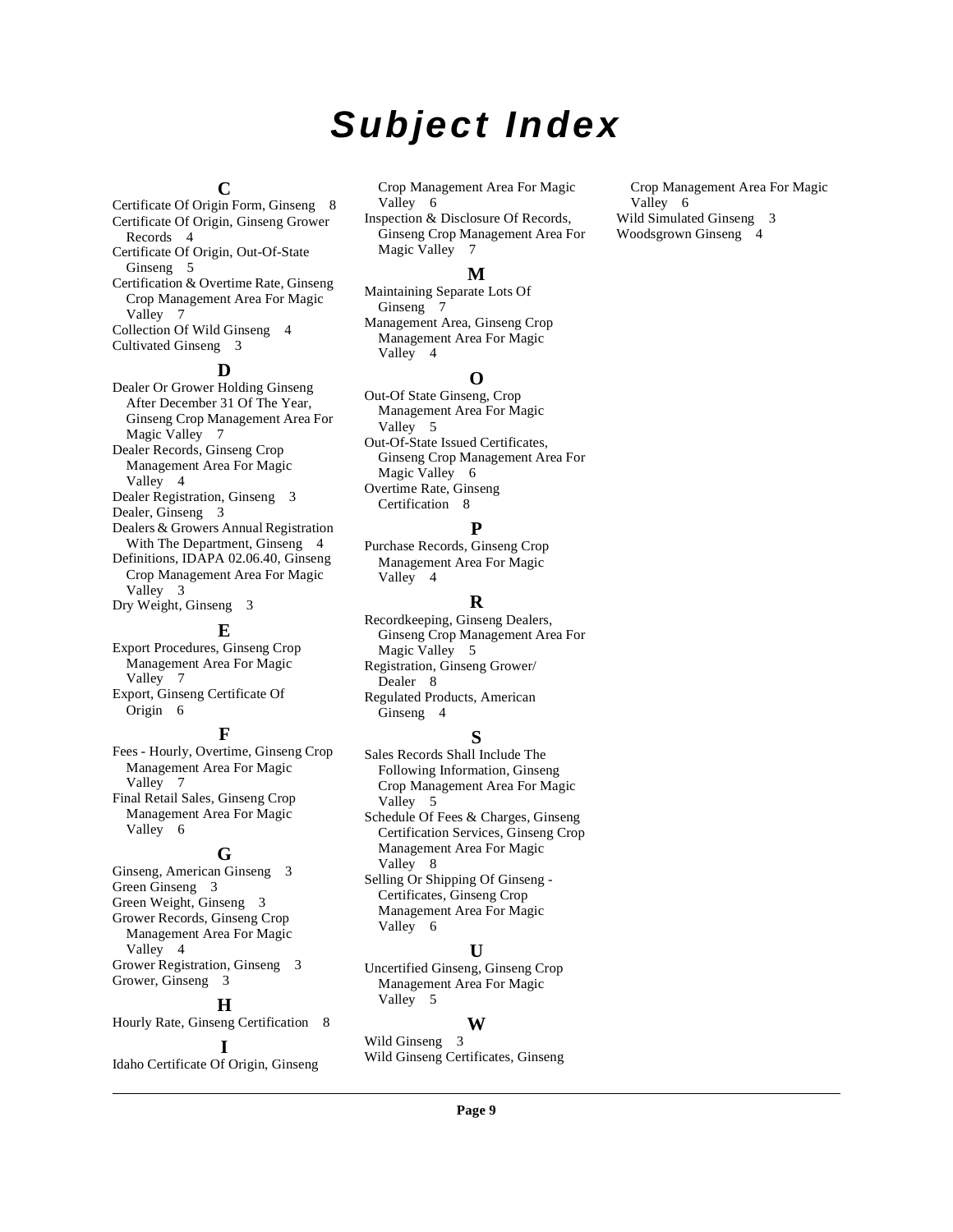# Subject Index

## C

Certificate Of Origin Form, Ginseng 8
Certificate Of Origin, Ginseng Grower Records 4
Certificate Of Origin, Out-Of-State Ginseng 5
Certification & Overtime Rate, Ginseng Crop Management Area For Magic Valley 7
Collection Of Wild Ginseng 4
Cultivated Ginseng 3

## D

Dealer Or Grower Holding Ginseng After December 31 Of The Year, Ginseng Crop Management Area For Magic Valley 7
Dealer Records, Ginseng Crop Management Area For Magic Valley 4
Dealer Registration, Ginseng 3
Dealer, Ginseng 3
Dealers & Growers Annual Registration With The Department, Ginseng 4
Definitions, IDAPA 02.06.40, Ginseng Crop Management Area For Magic Valley 3
Dry Weight, Ginseng 3

## E

Export Procedures, Ginseng Crop Management Area For Magic Valley 7
Export, Ginseng Certificate Of Origin 6

## F

Fees - Hourly, Overtime, Ginseng Crop Management Area For Magic Valley 7
Final Retail Sales, Ginseng Crop Management Area For Magic Valley 6

## G

Ginseng, American Ginseng 3
Green Ginseng 3
Green Weight, Ginseng 3
Grower Records, Ginseng Crop Management Area For Magic Valley 4
Grower Registration, Ginseng 3
Grower, Ginseng 3

## H

Hourly Rate, Ginseng Certification 8

## I

Idaho Certificate Of Origin, Ginseng Crop Management Area For Magic Valley 6
Inspection & Disclosure Of Records, Ginseng Crop Management Area For Magic Valley 7

## M

Maintaining Separate Lots Of Ginseng 7
Management Area, Ginseng Crop Management Area For Magic Valley 4

## O

Out-Of State Ginseng, Crop Management Area For Magic Valley 5
Out-Of-State Issued Certificates, Ginseng Crop Management Area For Magic Valley 6
Overtime Rate, Ginseng Certification 8

## P

Purchase Records, Ginseng Crop Management Area For Magic Valley 4

## R

Recordkeeping, Ginseng Dealers, Ginseng Crop Management Area For Magic Valley 5
Registration, Ginseng Grower/ Dealer 8
Regulated Products, American Ginseng 4

## S

Sales Records Shall Include The Following Information, Ginseng Crop Management Area For Magic Valley 5
Schedule Of Fees & Charges, Ginseng Certification Services, Ginseng Crop Management Area For Magic Valley 8
Selling Or Shipping Of Ginseng - Certificates, Ginseng Crop Management Area For Magic Valley 6

## U

Uncertified Ginseng, Ginseng Crop Management Area For Magic Valley 5

## W

Wild Ginseng 3
Wild Ginseng Certificates, Ginseng Crop Management Area For Magic Valley 6
Wild Simulated Ginseng 3
Woodsgrown Ginseng 4